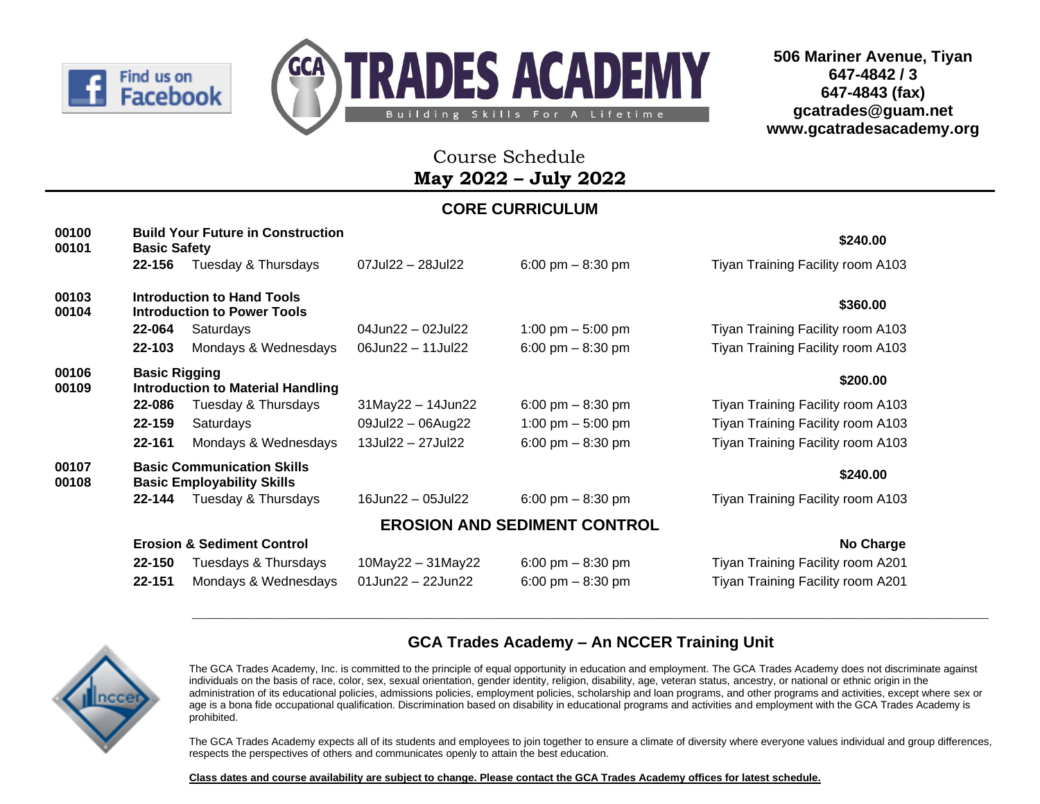Find us on Facebook

# TRADES ACADEMY

Building Skills For A Lifetime

**506 Mariner Avenue, Tiyan**
**647-4842 / 3**
**647-4843 (fax)**
**gcatrades@guam.net**
**www.gcatradesacademy.org**

## Course Schedule
## May 2022 – July 2022

### CORE CURRICULUM

| Course | Section | Days | Dates | Time | Location / Fee |
|---|---|---|---|---|---|
| **00100 00101** | **Build Your Future in Construction Basic Safety** | | | | **$240.00** |
| | **22-156** | Tuesday & Thursdays | 07Jul22 – 28Jul22 | 6:00 pm – 8:30 pm | Tiyan Training Facility room A103 |
| **00103 00104** | **Introduction to Hand Tools Introduction to Power Tools** | | | | **$360.00** |
| | **22-064** | Saturdays | 04Jun22 – 02Jul22 | 1:00 pm – 5:00 pm | Tiyan Training Facility room A103 |
| | **22-103** | Mondays & Wednesdays | 06Jun22 – 11Jul22 | 6:00 pm – 8:30 pm | Tiyan Training Facility room A103 |
| **00106 00109** | **Basic Rigging Introduction to Material Handling** | | | | **$200.00** |
| | **22-086** | Tuesday & Thursdays | 31May22 – 14Jun22 | 6:00 pm – 8:30 pm | Tiyan Training Facility room A103 |
| | **22-159** | Saturdays | 09Jul22 – 06Aug22 | 1:00 pm – 5:00 pm | Tiyan Training Facility room A103 |
| | **22-161** | Mondays & Wednesdays | 13Jul22 – 27Jul22 | 6:00 pm – 8:30 pm | Tiyan Training Facility room A103 |
| **00107 00108** | **Basic Communication Skills Basic Employability Skills** | | | | **$240.00** |
| | **22-144** | Tuesday & Thursdays | 16Jun22 – 05Jul22 | 6:00 pm – 8:30 pm | Tiyan Training Facility room A103 |

### EROSION AND SEDIMENT CONTROL

| Course | Section | Days | Dates | Time | Location / Fee |
|---|---|---|---|---|---|
| | **Erosion & Sediment Control** | | | | **No Charge** |
| | **22-150** | Tuesdays & Thursdays | 10May22 – 31May22 | 6:00 pm – 8:30 pm | Tiyan Training Facility room A201 |
| | **22-151** | Mondays & Wednesdays | 01Jun22 – 22Jun22 | 6:00 pm – 8:30 pm | Tiyan Training Facility room A201 |

---

### GCA Trades Academy – An NCCER Training Unit

The GCA Trades Academy, Inc. is committed to the principle of equal opportunity in education and employment. The GCA Trades Academy does not discriminate against individuals on the basis of race, color, sex, sexual orientation, gender identity, religion, disability, age, veteran status, ancestry, or national or ethnic origin in the administration of its educational policies, admissions policies, employment policies, scholarship and loan programs, and other programs and activities, except where sex or age is a bona fide occupational qualification. Discrimination based on disability in educational programs and activities and employment with the GCA Trades Academy is prohibited.

The GCA Trades Academy expects all of its students and employees to join together to ensure a climate of diversity where everyone values individual and group differences, respects the perspectives of others and communicates openly to attain the best education.

**Class dates and course availability are subject to change. Please contact the GCA Trades Academy offices for latest schedule.**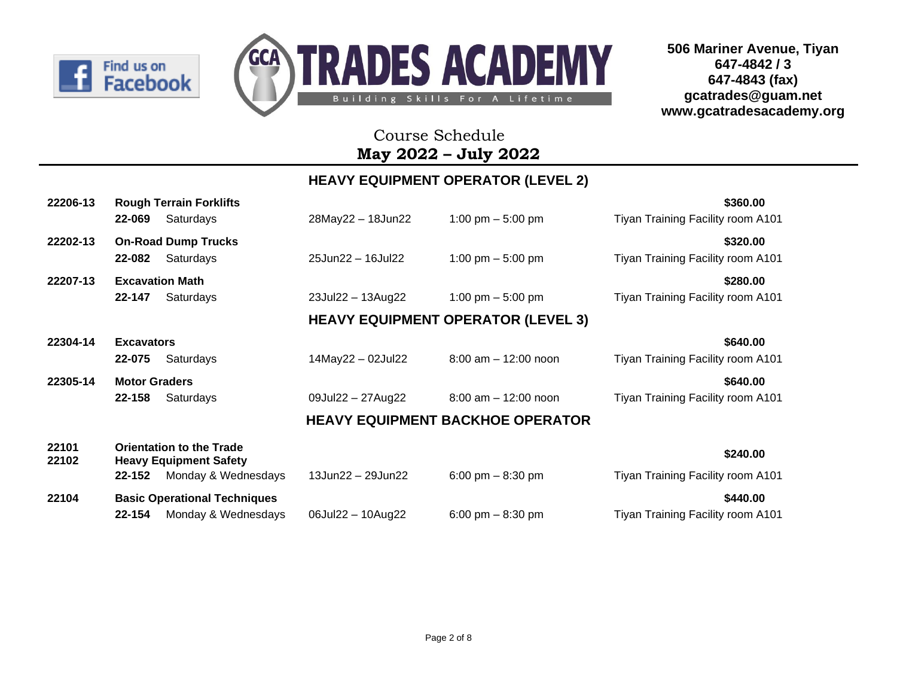Find us on Facebook

# TRADES ACADEMY

Building Skills For A Lifetime

**506 Mariner Avenue, Tiyan**
**647-4842 / 3**
**647-4843 (fax)**
**gcatrades@guam.net**
**www.gcatradesacademy.org**

## Course Schedule
## **May 2022 – July 2022**

### HEAVY EQUIPMENT OPERATOR (LEVEL 2)

| Course | Section | Days | Dates | Time | Location / Fee |
|---|---|---|---|---|---|
| **22206-13** | **Rough Terrain Forklifts** | | | | **$360.00** |
| | **22-069** | Saturdays | 28May22 – 18Jun22 | 1:00 pm – 5:00 pm | Tiyan Training Facility room A101 |
| **22202-13** | **On-Road Dump Trucks** | | | | **$320.00** |
| | **22-082** | Saturdays | 25Jun22 – 16Jul22 | 1:00 pm – 5:00 pm | Tiyan Training Facility room A101 |
| **22207-13** | **Excavation Math** | | | | **$280.00** |
| | **22-147** | Saturdays | 23Jul22 – 13Aug22 | 1:00 pm – 5:00 pm | Tiyan Training Facility room A101 |

### HEAVY EQUIPMENT OPERATOR (LEVEL 3)

| Course | Section | Days | Dates | Time | Location / Fee |
|---|---|---|---|---|---|
| **22304-14** | **Excavators** | | | | **$640.00** |
| | **22-075** | Saturdays | 14May22 – 02Jul22 | 8:00 am – 12:00 noon | Tiyan Training Facility room A101 |
| **22305-14** | **Motor Graders** | | | | **$640.00** |
| | **22-158** | Saturdays | 09Jul22 – 27Aug22 | 8:00 am – 12:00 noon | Tiyan Training Facility room A101 |

### HEAVY EQUIPMENT BACKHOE OPERATOR

| Course | Section | Days | Dates | Time | Location / Fee |
|---|---|---|---|---|---|
| **22101** <br> **22102** | **Orientation to the Trade** <br> **Heavy Equipment Safety** | | | | **$240.00** |
| | **22-152** | Monday & Wednesdays | 13Jun22 – 29Jun22 | 6:00 pm – 8:30 pm | Tiyan Training Facility room A101 |
| **22104** | **Basic Operational Techniques** | | | | **$440.00** |
| | **22-154** | Monday & Wednesdays | 06Jul22 – 10Aug22 | 6:00 pm – 8:30 pm | Tiyan Training Facility room A101 |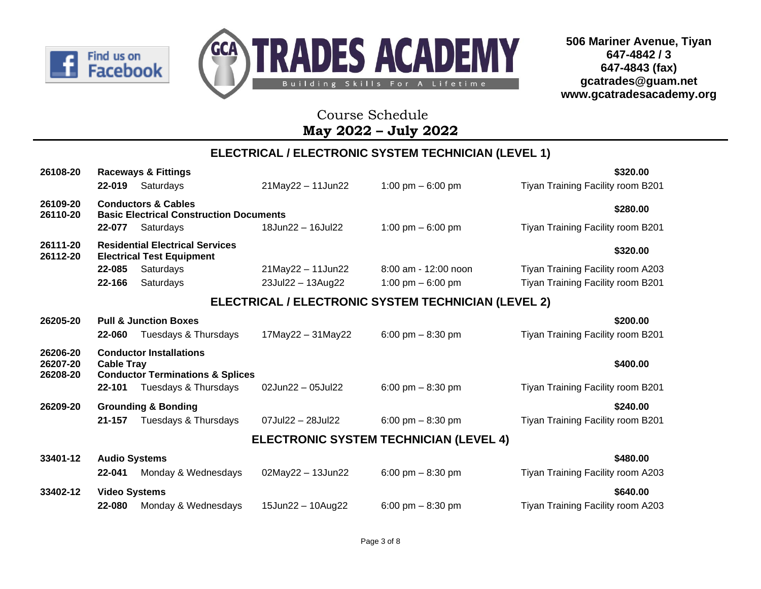Find us on Facebook

# TRADES ACADEMY

Building Skills For A Lifetime

**506 Mariner Avenue, Tiyan**
**647-4842 / 3**
**647-4843 (fax)**
**gcatrades@guam.net**
**www.gcatradesacademy.org**

Course Schedule
**May 2022 – July 2022**

## ELECTRICAL / ELECTRONIC SYSTEM TECHNICIAN (LEVEL 1)

| Course No. | Section | Days | Dates | Time | Location / Fee |
|---|---|---|---|---|---|
| **26108-20** | **Raceways & Fittings** | | | | **$320.00** |
| | **22-019** | Saturdays | 21May22 – 11Jun22 | 1:00 pm – 6:00 pm | Tiyan Training Facility room B201 |
| **26109-20**<br>**26110-20** | **Conductors & Cables**<br>**Basic Electrical Construction Documents** | | | | **$280.00** |
| | **22-077** | Saturdays | 18Jun22 – 16Jul22 | 1:00 pm – 6:00 pm | Tiyan Training Facility room B201 |
| **26111-20**<br>**26112-20** | **Residential Electrical Services**<br>**Electrical Test Equipment** | | | | **$320.00** |
| | **22-085** | Saturdays | 21May22 – 11Jun22 | 8:00 am - 12:00 noon | Tiyan Training Facility room A203 |
| | **22-166** | Saturdays | 23Jul22 – 13Aug22 | 1:00 pm – 6:00 pm | Tiyan Training Facility room B201 |

## ELECTRICAL / ELECTRONIC SYSTEM TECHNICIAN (LEVEL 2)

| Course No. | Section | Days | Dates | Time | Location / Fee |
|---|---|---|---|---|---|
| **26205-20** | **Pull & Junction Boxes** | | | | **$200.00** |
| | **22-060** | Tuesdays & Thursdays | 17May22 – 31May22 | 6:00 pm – 8:30 pm | Tiyan Training Facility room B201 |
| **26206-20**<br>**26207-20**<br>**26208-20** | **Conductor Installations**<br>**Cable Tray**<br>**Conductor Terminations & Splices** | | | | **$400.00** |
| | **22-101** | Tuesdays & Thursdays | 02Jun22 – 05Jul22 | 6:00 pm – 8:30 pm | Tiyan Training Facility room B201 |
| **26209-20** | **Grounding & Bonding** | | | | **$240.00** |
| | **21-157** | Tuesdays & Thursdays | 07Jul22 – 28Jul22 | 6:00 pm – 8:30 pm | Tiyan Training Facility room B201 |

## ELECTRONIC SYSTEM TECHNICIAN (LEVEL 4)

| Course No. | Section | Days | Dates | Time | Location / Fee |
|---|---|---|---|---|---|
| **33401-12** | **Audio Systems** | | | | **$480.00** |
| | **22-041** | Monday & Wednesdays | 02May22 – 13Jun22 | 6:00 pm – 8:30 pm | Tiyan Training Facility room A203 |
| **33402-12** | **Video Systems** | | | | **$640.00** |
| | **22-080** | Monday & Wednesdays | 15Jun22 – 10Aug22 | 6:00 pm – 8:30 pm | Tiyan Training Facility room A203 |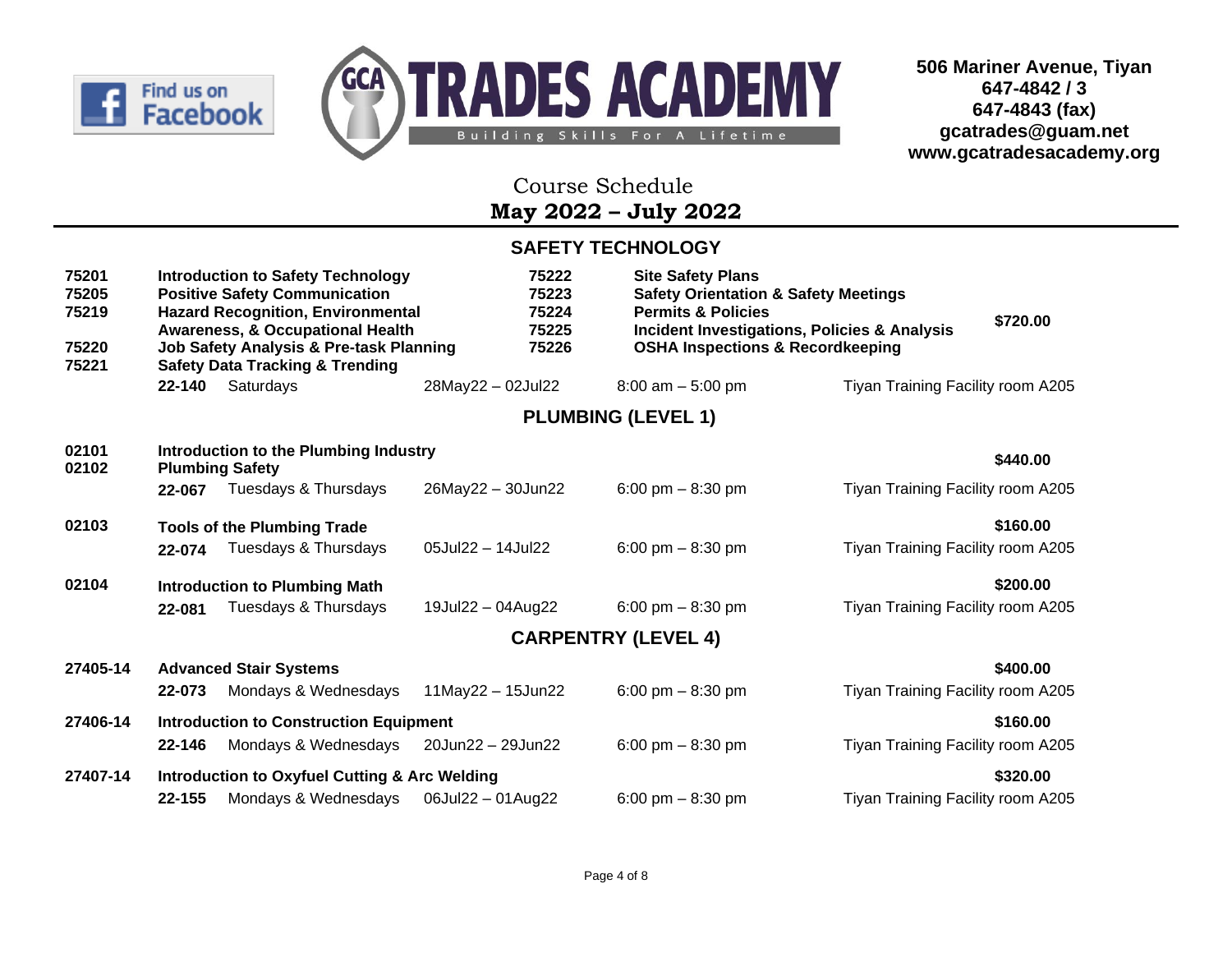Find us on Facebook

# GCA TRADES ACADEMY

Building Skills For A Lifetime

**506 Mariner Avenue, Tiyan**
**647-4842 / 3**
**647-4843 (fax)**
**gcatrades@guam.net**
**www.gcatradesacademy.org**

## Course Schedule
## May 2022 – July 2022

### SAFETY TECHNOLOGY

| | | | |
|---|---|---|---|
| **75201** | **Introduction to Safety Technology** | **75222** | **Site Safety Plans** |
| **75205** | **Positive Safety Communication** | **75223** | **Safety Orientation & Safety Meetings** |
| **75219** | **Hazard Recognition, Environmental Awareness, & Occupational Health** | **75224** | **Permits & Policies** |
| **75220** | **Job Safety Analysis & Pre-task Planning** | **75225** | **Incident Investigations, Policies & Analysis** |
| **75221** | **Safety Data Tracking & Trending** | **75226** | **OSHA Inspections & Recordkeeping** |

**$720.00**

| Class | Days | Dates | Time | Location |
|---|---|---|---|---|
| **22-140** | Saturdays | 28May22 – 02Jul22 | 8:00 am – 5:00 pm | Tiyan Training Facility room A205 |

### PLUMBING (LEVEL 1)

**02101** **Introduction to the Plumbing Industry**
**02102** **Plumbing Safety** — **$440.00**

| Class | Days | Dates | Time | Location |
|---|---|---|---|---|
| **22-067** | Tuesdays & Thursdays | 26May22 – 30Jun22 | 6:00 pm – 8:30 pm | Tiyan Training Facility room A205 |

**02103** **Tools of the Plumbing Trade** — **$160.00**

| Class | Days | Dates | Time | Location |
|---|---|---|---|---|
| **22-074** | Tuesdays & Thursdays | 05Jul22 – 14Jul22 | 6:00 pm – 8:30 pm | Tiyan Training Facility room A205 |

**02104** **Introduction to Plumbing Math** — **$200.00**

| Class | Days | Dates | Time | Location |
|---|---|---|---|---|
| **22-081** | Tuesdays & Thursdays | 19Jul22 – 04Aug22 | 6:00 pm – 8:30 pm | Tiyan Training Facility room A205 |

### CARPENTRY (LEVEL 4)

**27405-14** **Advanced Stair Systems** — **$400.00**

| Class | Days | Dates | Time | Location |
|---|---|---|---|---|
| **22-073** | Mondays & Wednesdays | 11May22 – 15Jun22 | 6:00 pm – 8:30 pm | Tiyan Training Facility room A205 |

**27406-14** **Introduction to Construction Equipment** — **$160.00**

| Class | Days | Dates | Time | Location |
|---|---|---|---|---|
| **22-146** | Mondays & Wednesdays | 20Jun22 – 29Jun22 | 6:00 pm – 8:30 pm | Tiyan Training Facility room A205 |

**27407-14** **Introduction to Oxyfuel Cutting & Arc Welding** — **$320.00**

| Class | Days | Dates | Time | Location |
|---|---|---|---|---|
| **22-155** | Mondays & Wednesdays | 06Jul22 – 01Aug22 | 6:00 pm – 8:30 pm | Tiyan Training Facility room A205 |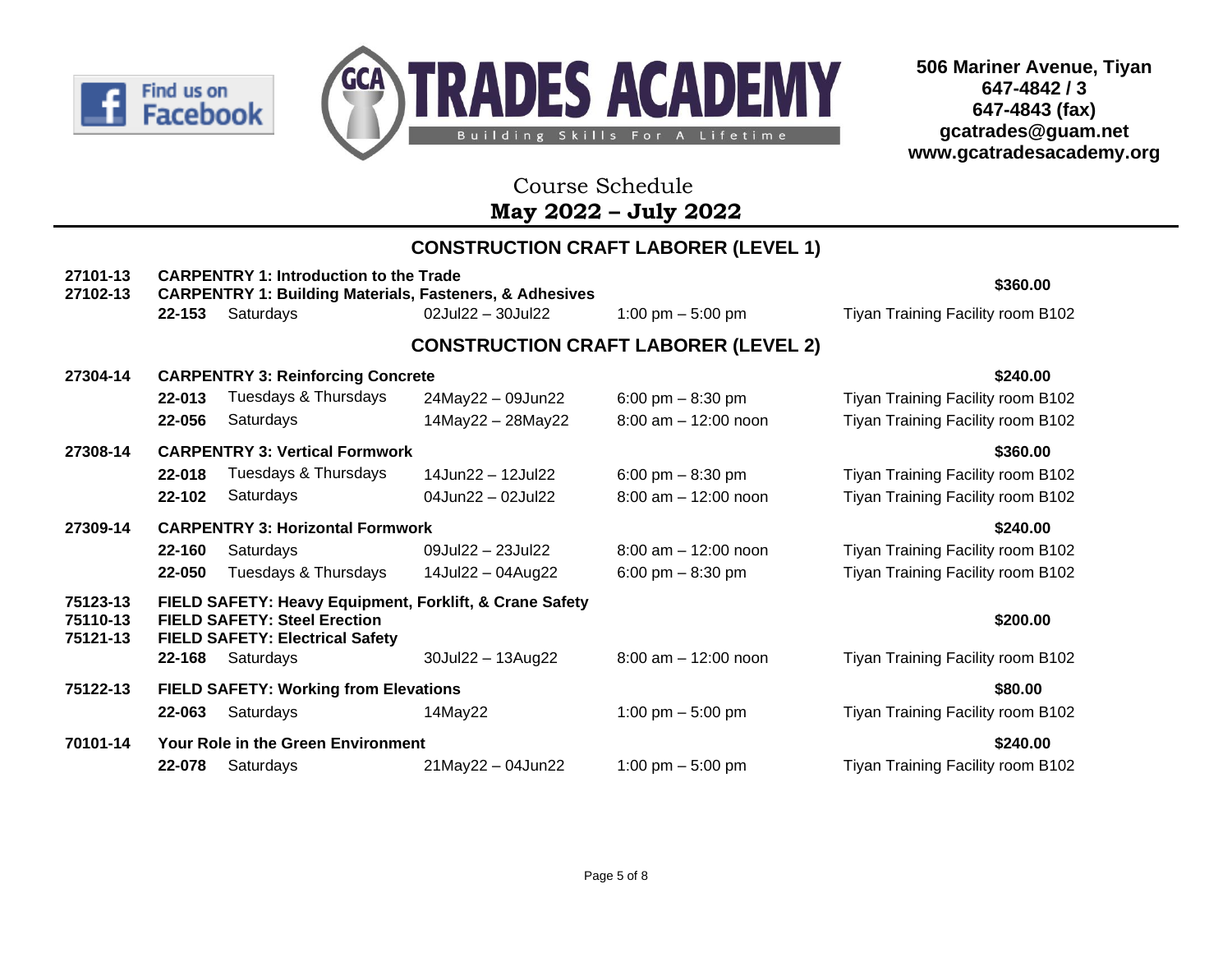Find us on Facebook

# GCA TRADES ACADEMY

Building Skills For A Lifetime

**506 Mariner Avenue, Tiyan**
**647-4842 / 3**
**647-4843 (fax)**
**gcatrades@guam.net**
**www.gcatradesacademy.org**

## Course Schedule
## May 2022 – July 2022

### CONSTRUCTION CRAFT LABORER (LEVEL 1)

| Course | Section | Days | Dates | Time | Location / Fee |
|---|---|---|---|---|---|
| **27101-13** | **CARPENTRY 1: Introduction to the Trade** | | | | |
| **27102-13** | **CARPENTRY 1: Building Materials, Fasteners, & Adhesives** | | | | **$360.00** |
| | **22-153** | Saturdays | 02Jul22 – 30Jul22 | 1:00 pm – 5:00 pm | Tiyan Training Facility room B102 |

### CONSTRUCTION CRAFT LABORER (LEVEL 2)

| Course | Section | Days | Dates | Time | Location / Fee |
|---|---|---|---|---|---|
| **27304-14** | **CARPENTRY 3: Reinforcing Concrete** | | | | **$240.00** |
| | **22-013** | Tuesdays & Thursdays | 24May22 – 09Jun22 | 6:00 pm – 8:30 pm | Tiyan Training Facility room B102 |
| | **22-056** | Saturdays | 14May22 – 28May22 | 8:00 am – 12:00 noon | Tiyan Training Facility room B102 |
| **27308-14** | **CARPENTRY 3: Vertical Formwork** | | | | **$360.00** |
| | **22-018** | Tuesdays & Thursdays | 14Jun22 – 12Jul22 | 6:00 pm – 8:30 pm | Tiyan Training Facility room B102 |
| | **22-102** | Saturdays | 04Jun22 – 02Jul22 | 8:00 am – 12:00 noon | Tiyan Training Facility room B102 |
| **27309-14** | **CARPENTRY 3: Horizontal Formwork** | | | | **$240.00** |
| | **22-160** | Saturdays | 09Jul22 – 23Jul22 | 8:00 am – 12:00 noon | Tiyan Training Facility room B102 |
| | **22-050** | Tuesdays & Thursdays | 14Jul22 – 04Aug22 | 6:00 pm – 8:30 pm | Tiyan Training Facility room B102 |
| **75123-13** | **FIELD SAFETY: Heavy Equipment, Forklift, & Crane Safety** | | | | |
| **75110-13** | **FIELD SAFETY: Steel Erection** | | | | **$200.00** |
| **75121-13** | **FIELD SAFETY: Electrical Safety** | | | | |
| | **22-168** | Saturdays | 30Jul22 – 13Aug22 | 8:00 am – 12:00 noon | Tiyan Training Facility room B102 |
| **75122-13** | **FIELD SAFETY: Working from Elevations** | | | | **$80.00** |
| | **22-063** | Saturdays | 14May22 | 1:00 pm – 5:00 pm | Tiyan Training Facility room B102 |
| **70101-14** | **Your Role in the Green Environment** | | | | **$240.00** |
| | **22-078** | Saturdays | 21May22 – 04Jun22 | 1:00 pm – 5:00 pm | Tiyan Training Facility room B102 |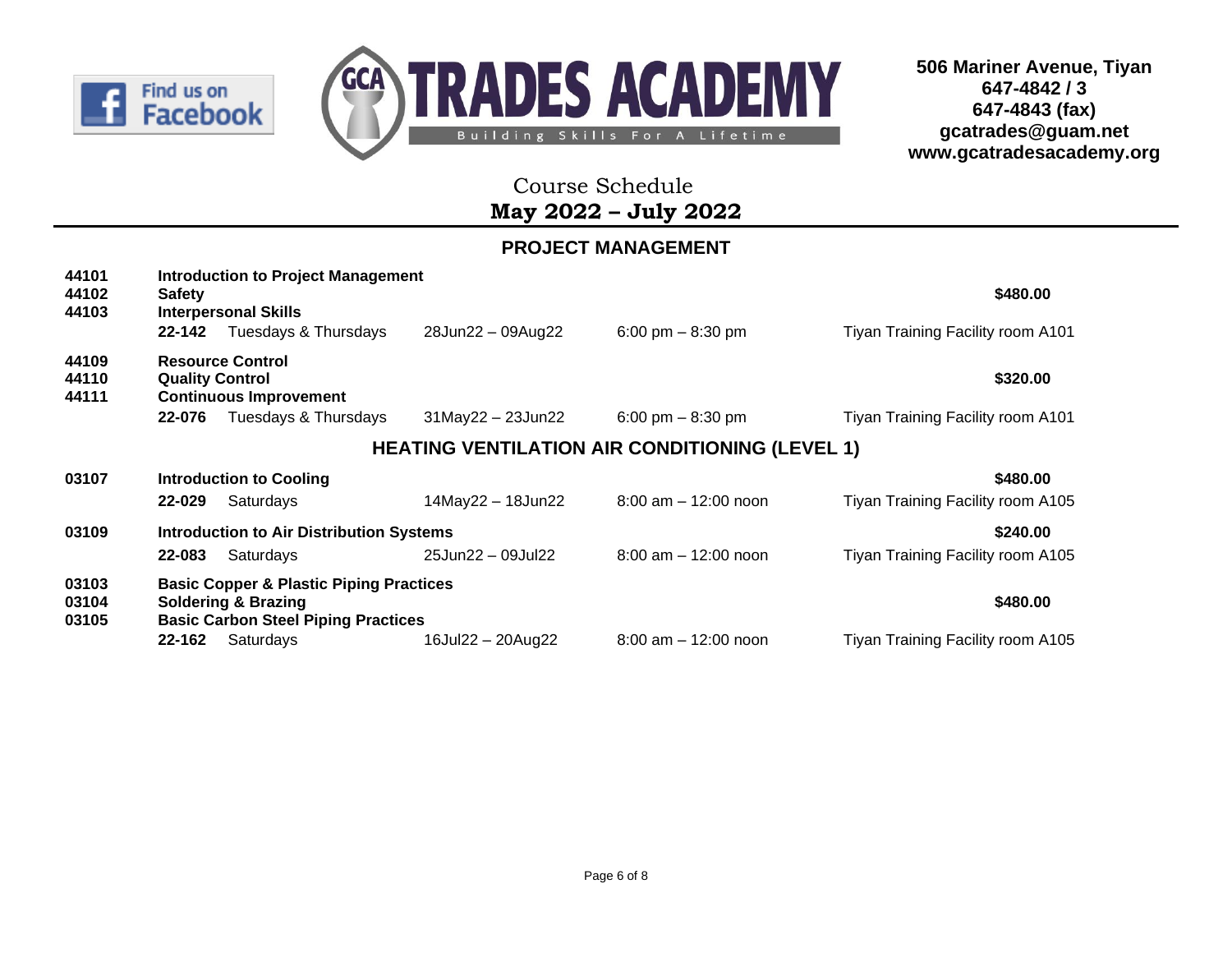**506 Mariner Avenue, Tiyan**
**647-4842 / 3**
**647-4843 (fax)**
**gcatrades@guam.net**
**www.gcatradesacademy.org**

# Course Schedule
## May 2022 – July 2022

### PROJECT MANAGEMENT

| Course No. | Course | | Dates | Time | Location / Fee |
|---|---|---|---|---|---|
| **44101** | **Introduction to Project Management** | | | | |
| **44102** | **Safety** | | | | **$480.00** |
| **44103** | **Interpersonal Skills** | | | | |
| | **22-142** | Tuesdays & Thursdays | 28Jun22 – 09Aug22 | 6:00 pm – 8:30 pm | Tiyan Training Facility room A101 |
| **44109** | **Resource Control** | | | | |
| **44110** | **Quality Control** | | | | **$320.00** |
| **44111** | **Continuous Improvement** | | | | |
| | **22-076** | Tuesdays & Thursdays | 31May22 – 23Jun22 | 6:00 pm – 8:30 pm | Tiyan Training Facility room A101 |

### HEATING VENTILATION AIR CONDITIONING (LEVEL 1)

| Course No. | Course | | Dates | Time | Location / Fee |
|---|---|---|---|---|---|
| **03107** | **Introduction to Cooling** | | | | **$480.00** |
| | **22-029** | Saturdays | 14May22 – 18Jun22 | 8:00 am – 12:00 noon | Tiyan Training Facility room A105 |
| **03109** | **Introduction to Air Distribution Systems** | | | | **$240.00** |
| | **22-083** | Saturdays | 25Jun22 – 09Jul22 | 8:00 am – 12:00 noon | Tiyan Training Facility room A105 |
| **03103** | **Basic Copper & Plastic Piping Practices** | | | | |
| **03104** | **Soldering & Brazing** | | | | **$480.00** |
| **03105** | **Basic Carbon Steel Piping Practices** | | | | |
| | **22-162** | Saturdays | 16Jul22 – 20Aug22 | 8:00 am – 12:00 noon | Tiyan Training Facility room A105 |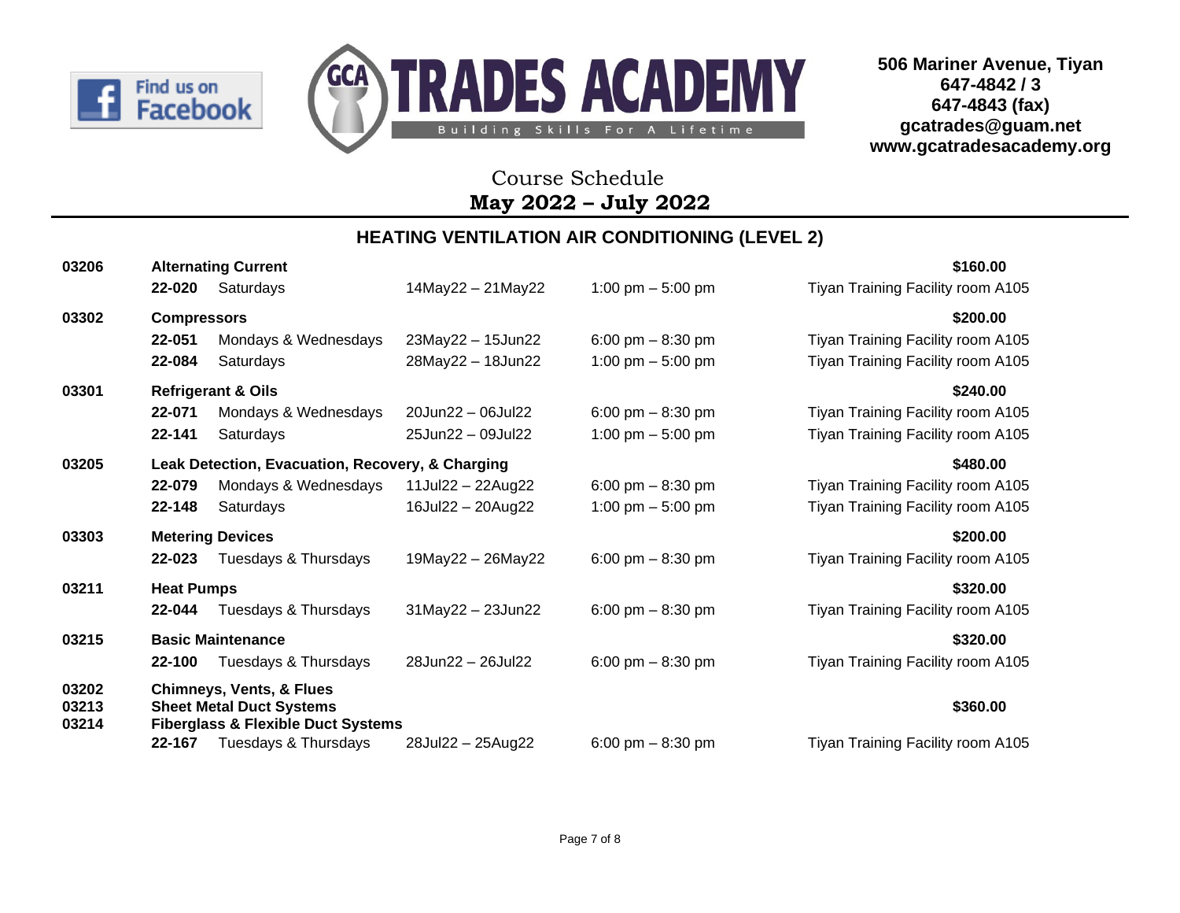Find us on Facebook

**GCA TRADES ACADEMY**
Building Skills For A Lifetime

**506 Mariner Avenue, Tiyan**
**647-4842 / 3**
**647-4843 (fax)**
**gcatrades@guam.net**
**www.gcatradesacademy.org**

Course Schedule
**May 2022 – July 2022**

## HEATING VENTILATION AIR CONDITIONING (LEVEL 2)

| Course | Section | Days | Dates | Time | Location / Fee |
|---|---|---|---|---|---|
| **03206** | **Alternating Current** | | | | **$160.00** |
| | **22-020** | Saturdays | 14May22 – 21May22 | 1:00 pm – 5:00 pm | Tiyan Training Facility room A105 |
| **03302** | **Compressors** | | | | **$200.00** |
| | **22-051** | Mondays & Wednesdays | 23May22 – 15Jun22 | 6:00 pm – 8:30 pm | Tiyan Training Facility room A105 |
| | **22-084** | Saturdays | 28May22 – 18Jun22 | 1:00 pm – 5:00 pm | Tiyan Training Facility room A105 |
| **03301** | **Refrigerant & Oils** | | | | **$240.00** |
| | **22-071** | Mondays & Wednesdays | 20Jun22 – 06Jul22 | 6:00 pm – 8:30 pm | Tiyan Training Facility room A105 |
| | **22-141** | Saturdays | 25Jun22 – 09Jul22 | 1:00 pm – 5:00 pm | Tiyan Training Facility room A105 |
| **03205** | **Leak Detection, Evacuation, Recovery, & Charging** | | | | **$480.00** |
| | **22-079** | Mondays & Wednesdays | 11Jul22 – 22Aug22 | 6:00 pm – 8:30 pm | Tiyan Training Facility room A105 |
| | **22-148** | Saturdays | 16Jul22 – 20Aug22 | 1:00 pm – 5:00 pm | Tiyan Training Facility room A105 |
| **03303** | **Metering Devices** | | | | **$200.00** |
| | **22-023** | Tuesdays & Thursdays | 19May22 – 26May22 | 6:00 pm – 8:30 pm | Tiyan Training Facility room A105 |
| **03211** | **Heat Pumps** | | | | **$320.00** |
| | **22-044** | Tuesdays & Thursdays | 31May22 – 23Jun22 | 6:00 pm – 8:30 pm | Tiyan Training Facility room A105 |
| **03215** | **Basic Maintenance** | | | | **$320.00** |
| | **22-100** | Tuesdays & Thursdays | 28Jun22 – 26Jul22 | 6:00 pm – 8:30 pm | Tiyan Training Facility room A105 |
| **03202** **03213** **03214** | **Chimneys, Vents, & Flues** **Sheet Metal Duct Systems** **Fiberglass & Flexible Duct Systems** | | | | **$360.00** |
| | **22-167** | Tuesdays & Thursdays | 28Jul22 – 25Aug22 | 6:00 pm – 8:30 pm | Tiyan Training Facility room A105 |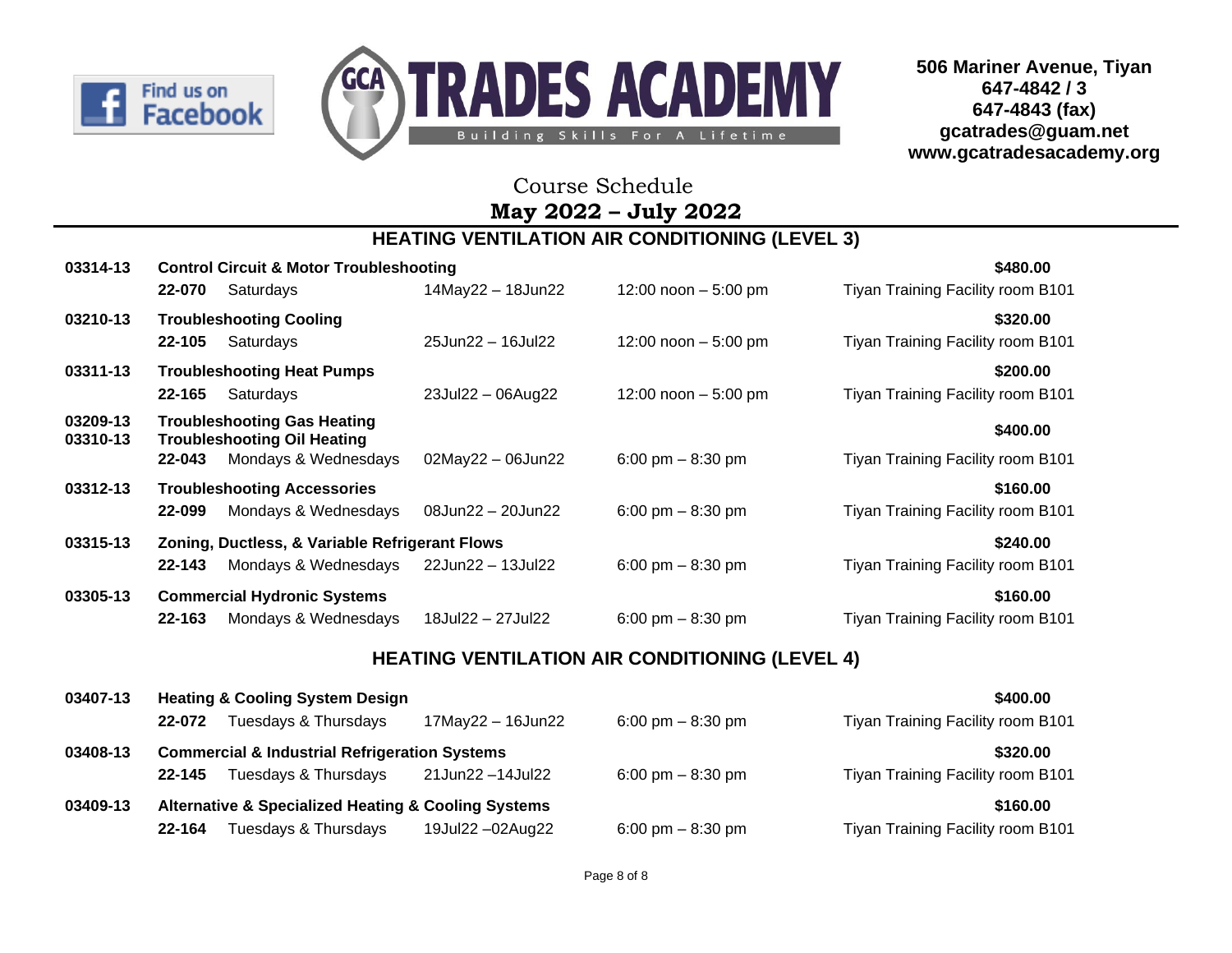**506 Mariner Avenue, Tiyan**
**647-4842 / 3**
**647-4843 (fax)**
**gcatrades@guam.net**
**www.gcatradesacademy.org**

# Course Schedule
## May 2022 – July 2022

### HEATING VENTILATION AIR CONDITIONING (LEVEL 3)

| | | | | | |
|---|---|---|---|---|---|
| **03314-13** | **Control Circuit & Motor Troubleshooting** | | | | **$480.00** |
| | **22-070** | Saturdays | 14May22 – 18Jun22 | 12:00 noon – 5:00 pm | Tiyan Training Facility room B101 |
| **03210-13** | **Troubleshooting Cooling** | | | | **$320.00** |
| | **22-105** | Saturdays | 25Jun22 – 16Jul22 | 12:00 noon – 5:00 pm | Tiyan Training Facility room B101 |
| **03311-13** | **Troubleshooting Heat Pumps** | | | | **$200.00** |
| | **22-165** | Saturdays | 23Jul22 – 06Aug22 | 12:00 noon – 5:00 pm | Tiyan Training Facility room B101 |
| **03209-13 03310-13** | **Troubleshooting Gas Heating Troubleshooting Oil Heating** | | | | **$400.00** |
| | **22-043** | Mondays & Wednesdays | 02May22 – 06Jun22 | 6:00 pm – 8:30 pm | Tiyan Training Facility room B101 |
| **03312-13** | **Troubleshooting Accessories** | | | | **$160.00** |
| | **22-099** | Mondays & Wednesdays | 08Jun22 – 20Jun22 | 6:00 pm – 8:30 pm | Tiyan Training Facility room B101 |
| **03315-13** | **Zoning, Ductless, & Variable Refrigerant Flows** | | | | **$240.00** |
| | **22-143** | Mondays & Wednesdays | 22Jun22 – 13Jul22 | 6:00 pm – 8:30 pm | Tiyan Training Facility room B101 |
| **03305-13** | **Commercial Hydronic Systems** | | | | **$160.00** |
| | **22-163** | Mondays & Wednesdays | 18Jul22 – 27Jul22 | 6:00 pm – 8:30 pm | Tiyan Training Facility room B101 |

### HEATING VENTILATION AIR CONDITIONING (LEVEL 4)

| | | | | | |
|---|---|---|---|---|---|
| **03407-13** | **Heating & Cooling System Design** | | | | **$400.00** |
| | **22-072** | Tuesdays & Thursdays | 17May22 – 16Jun22 | 6:00 pm – 8:30 pm | Tiyan Training Facility room B101 |
| **03408-13** | **Commercial & Industrial Refrigeration Systems** | | | | **$320.00** |
| | **22-145** | Tuesdays & Thursdays | 21Jun22 –14Jul22 | 6:00 pm – 8:30 pm | Tiyan Training Facility room B101 |
| **03409-13** | **Alternative & Specialized Heating & Cooling Systems** | | | | **$160.00** |
| | **22-164** | Tuesdays & Thursdays | 19Jul22 –02Aug22 | 6:00 pm – 8:30 pm | Tiyan Training Facility room B101 |